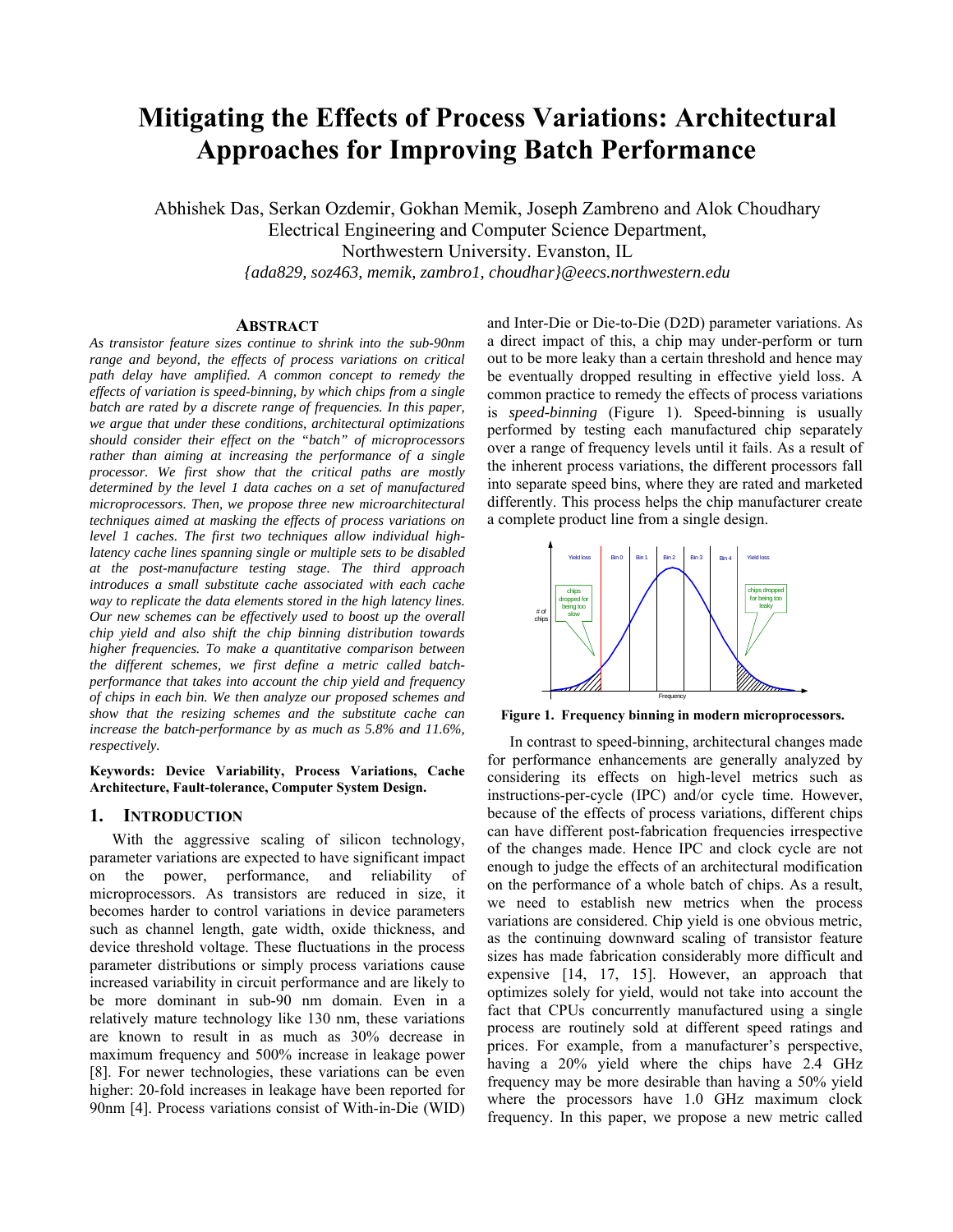# Mitigating the Effects of Process Variations: Architectural Approaches for Improving Batch Performance

Abhishek Das, Serkan Ozdemir, Gokhan Memik, Joseph Zambreno and Alok Choudhary
Electrical Engineering and Computer Science Department,
Northwestern University. Evanston, IL
*{ada829, soz463, memik, zambro1, choudhar}@eecs.northwestern.edu*

## ABSTRACT

*As transistor feature sizes continue to shrink into the sub-90nm range and beyond, the effects of process variations on critical path delay have amplified. A common concept to remedy the effects of variation is speed-binning, by which chips from a single batch are rated by a discrete range of frequencies. In this paper, we argue that under these conditions, architectural optimizations should consider their effect on the "batch" of microprocessors rather than aiming at increasing the performance of a single processor. We first show that the critical paths are mostly determined by the level 1 data caches on a set of manufactured microprocessors. Then, we propose three new microarchitectural techniques aimed at masking the effects of process variations on level 1 caches. The first two techniques allow individual high-latency cache lines spanning single or multiple sets to be disabled at the post-manufacture testing stage. The third approach introduces a small substitute cache associated with each cache way to replicate the data elements stored in the high latency lines. Our new schemes can be effectively used to boost up the overall chip yield and also shift the chip binning distribution towards higher frequencies. To make a quantitative comparison between the different schemes, we first define a metric called batch-performance that takes into account the chip yield and frequency of chips in each bin. We then analyze our proposed schemes and show that the resizing schemes and the substitute cache can increase the batch-performance by as much as 5.8% and 11.6%, respectively.*

**Keywords: Device Variability, Process Variations, Cache Architecture, Fault-tolerance, Computer System Design.**

## 1. INTRODUCTION

With the aggressive scaling of silicon technology, parameter variations are expected to have significant impact on the power, performance, and reliability of microprocessors. As transistors are reduced in size, it becomes harder to control variations in device parameters such as channel length, gate width, oxide thickness, and device threshold voltage. These fluctuations in the process parameter distributions or simply process variations cause increased variability in circuit performance and are likely to be more dominant in sub-90 nm domain. Even in a relatively mature technology like 130 nm, these variations are known to result in as much as 30% decrease in maximum frequency and 500% increase in leakage power [8]. For newer technologies, these variations can be even higher: 20-fold increases in leakage have been reported for 90nm [4]. Process variations consist of With-in-Die (WID) and Inter-Die or Die-to-Die (D2D) parameter variations. As a direct impact of this, a chip may under-perform or turn out to be more leaky than a certain threshold and hence may be eventually dropped resulting in effective yield loss. A common practice to remedy the effects of process variations is *speed-binning* (Figure 1). Speed-binning is usually performed by testing each manufactured chip separately over a range of frequency levels until it fails. As a result of the inherent process variations, the different processors fall into separate speed bins, where they are rated and marketed differently. This process helps the chip manufacturer create a complete product line from a single design.

**Figure 1. Frequency binning in modern microprocessors.**

In contrast to speed-binning, architectural changes made for performance enhancements are generally analyzed by considering its effects on high-level metrics such as instructions-per-cycle (IPC) and/or cycle time. However, because of the effects of process variations, different chips can have different post-fabrication frequencies irrespective of the changes made. Hence IPC and clock cycle are not enough to judge the effects of an architectural modification on the performance of a whole batch of chips. As a result, we need to establish new metrics when the process variations are considered. Chip yield is one obvious metric, as the continuing downward scaling of transistor feature sizes has made fabrication considerably more difficult and expensive [14, 17, 15]. However, an approach that optimizes solely for yield, would not take into account the fact that CPUs concurrently manufactured using a single process are routinely sold at different speed ratings and prices. For example, from a manufacturer's perspective, having a 20% yield where the chips have 2.4 GHz frequency may be more desirable than having a 50% yield where the processors have 1.0 GHz maximum clock frequency. In this paper, we propose a new metric called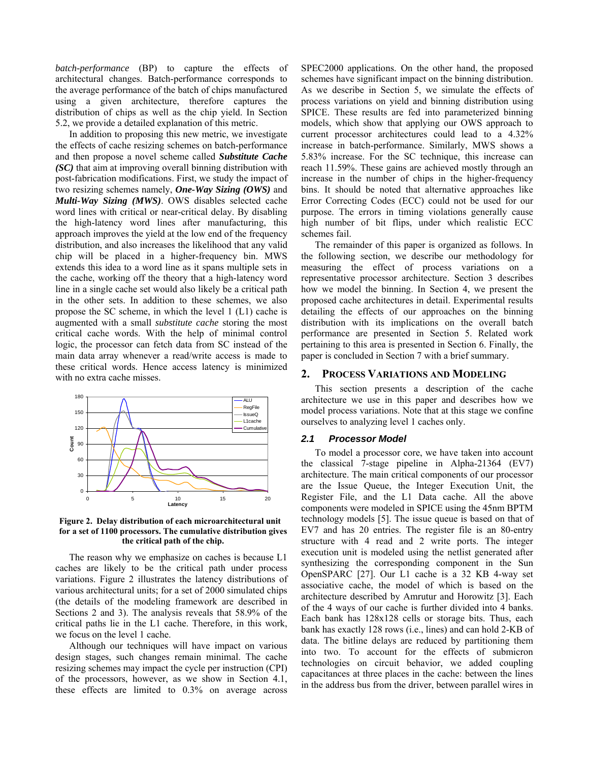*batch-performance* (BP) to capture the effects of architectural changes. Batch-performance corresponds to the average performance of the batch of chips manufactured using a given architecture, therefore captures the distribution of chips as well as the chip yield. In Section 5.2, we provide a detailed explanation of this metric.

In addition to proposing this new metric, we investigate the effects of cache resizing schemes on batch-performance and then propose a novel scheme called ***Substitute Cache (SC)*** that aim at improving overall binning distribution with post-fabrication modifications. First, we study the impact of two resizing schemes namely, ***One-Way Sizing (OWS)*** and ***Multi-Way Sizing (MWS)***. OWS disables selected cache word lines with critical or near-critical delay. By disabling the high-latency word lines after manufacturing, this approach improves the yield at the low end of the frequency distribution, and also increases the likelihood that any valid chip will be placed in a higher-frequency bin. MWS extends this idea to a word line as it spans multiple sets in the cache, working off the theory that a high-latency word line in a single cache set would also likely be a critical path in the other sets. In addition to these schemes, we also propose the SC scheme, in which the level 1 (L1) cache is augmented with a small *substitute cache* storing the most critical cache words. With the help of minimal control logic, the processor can fetch data from SC instead of the main data array whenever a read/write access is made to these critical words. Hence access latency is minimized with no extra cache misses.

**Figure 2. Delay distribution of each microarchitectural unit for a set of 1100 processors. The cumulative distribution gives the critical path of the chip.**

The reason why we emphasize on caches is because L1 caches are likely to be the critical path under process variations. Figure 2 illustrates the latency distributions of various architectural units; for a set of 2000 simulated chips (the details of the modeling framework are described in Sections 2 and 3). The analysis reveals that 58.9% of the critical paths lie in the L1 cache. Therefore, in this work, we focus on the level 1 cache.

Although our techniques will have impact on various design stages, such changes remain minimal. The cache resizing schemes may impact the cycle per instruction (CPI) of the processors, however, as we show in Section 4.1, these effects are limited to 0.3% on average across SPEC2000 applications. On the other hand, the proposed schemes have significant impact on the binning distribution. As we describe in Section 5, we simulate the effects of process variations on yield and binning distribution using SPICE. These results are fed into parameterized binning models, which show that applying our OWS approach to current processor architectures could lead to a 4.32% increase in batch-performance. Similarly, MWS shows a 5.83% increase. For the SC technique, this increase can reach 11.59%. These gains are achieved mostly through an increase in the number of chips in the higher-frequency bins. It should be noted that alternative approaches like Error Correcting Codes (ECC) could not be used for our purpose. The errors in timing violations generally cause high number of bit flips, under which realistic ECC schemes fail.

The remainder of this paper is organized as follows. In the following section, we describe our methodology for measuring the effect of process variations on a representative processor architecture. Section 3 describes how we model the binning. In Section 4, we present the proposed cache architectures in detail. Experimental results detailing the effects of our approaches on the binning distribution with its implications on the overall batch performance are presented in Section 5. Related work pertaining to this area is presented in Section 6. Finally, the paper is concluded in Section 7 with a brief summary.

## 2. Process Variations and Modeling

This section presents a description of the cache architecture we use in this paper and describes how we model process variations. Note that at this stage we confine ourselves to analyzing level 1 caches only.

### 2.1 Processor Model

To model a processor core, we have taken into account the classical 7-stage pipeline in Alpha-21364 (EV7) architecture. The main critical components of our processor are the Issue Queue, the Integer Execution Unit, the Register File, and the L1 Data cache. All the above components were modeled in SPICE using the 45nm BPTM technology models [5]. The issue queue is based on that of EV7 and has 20 entries. The register file is an 80-entry structure with 4 read and 2 write ports. The integer execution unit is modeled using the netlist generated after synthesizing the corresponding component in the Sun OpenSPARC [27]. Our L1 cache is a 32 KB 4-way set associative cache, the model of which is based on the architecture described by Amrutur and Horowitz [3]. Each of the 4 ways of our cache is further divided into 4 banks. Each bank has 128x128 cells or storage bits. Thus, each bank has exactly 128 rows (i.e., lines) and can hold 2-KB of data. The bitline delays are reduced by partitioning them into two. To account for the effects of submicron technologies on circuit behavior, we added coupling capacitances at three places in the cache: between the lines in the address bus from the driver, between parallel wires in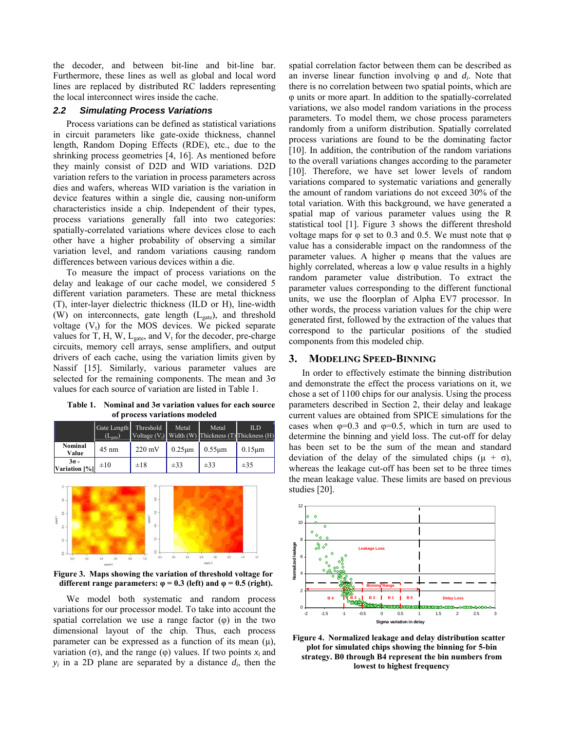the decoder, and between bit-line and bit-line bar. Furthermore, these lines as well as global and local word lines are replaced by distributed RC ladders representing the local interconnect wires inside the cache.

### 2.2 Simulating Process Variations

Process variations can be defined as statistical variations in circuit parameters like gate-oxide thickness, channel length, Random Doping Effects (RDE), etc., due to the shrinking process geometries [4, 16]. As mentioned before they mainly consist of D2D and WID variations. D2D variation refers to the variation in process parameters across dies and wafers, whereas WID variation is the variation in device features within a single die, causing non-uniform characteristics inside a chip. Independent of their types, process variations generally fall into two categories: spatially-correlated variations where devices close to each other have a higher probability of observing a similar variation level, and random variations causing random differences between various devices within a die.

To measure the impact of process variations on the delay and leakage of our cache model, we considered 5 different variation parameters. These are metal thickness (T), inter-layer dielectric thickness (ILD or H), line-width (W) on interconnects, gate length ($L_{gate}$), and threshold voltage ($V_t$) for the MOS devices. We picked separate values for T, H, W, $L_{gate}$, and $V_t$ for the decoder, pre-charge circuits, memory cell arrays, sense amplifiers, and output drivers of each cache, using the variation limits given by Nassif [15]. Similarly, various parameter values are selected for the remaining components. The mean and 3σ values for each source of variation are listed in Table 1.

**Table 1. Nominal and 3σ variation values for each source of process variations modeled**

| | Gate Length ($L_{gate}$) | Threshold Voltage ($V_t$) | Metal Width (W) | Metal Thickness (T) | ILD Thickness (H) |
|---|---|---|---|---|---|
| **Nominal Value** | 45 nm | 220 mV | 0.25µm | 0.55µm | 0.15µm |
| **3σ - Variation [%]** | ±10 | ±18 | ±33 | ±33 | ±35 |

**Figure 3. Maps showing the variation of threshold voltage for different range parameters: φ = 0.3 (left) and φ = 0.5 (right).**

We model both systematic and random process variations for our processor model. To take into account the spatial correlation we use a range factor (φ) in the two dimensional layout of the chip. Thus, each process parameter can be expressed as a function of its mean (µ), variation (σ), and the range (φ) values. If two points $x_i$ and $y_i$ in a 2D plane are separated by a distance $d_i$, then the spatial correlation factor between them can be described as an inverse linear function involving φ and $d_i$. Note that there is no correlation between two spatial points, which are φ units or more apart. In addition to the spatially-correlated variations, we also model random variations in the process parameters. To model them, we chose process parameters randomly from a uniform distribution. Spatially correlated process variations are found to be the dominating factor [10]. In addition, the contribution of the random variations to the overall variations changes according to the parameter [10]. Therefore, we have set lower levels of random variations compared to systematic variations and generally the amount of random variations do not exceed 30% of the total variation. With this background, we have generated a spatial map of various parameter values using the R statistical tool [1]. Figure 3 shows the different threshold voltage maps for φ set to 0.3 and 0.5. We must note that φ value has a considerable impact on the randomness of the parameter values. A higher φ means that the values are highly correlated, whereas a low φ value results in a highly random parameter value distribution. To extract the parameter values corresponding to the different functional units, we use the floorplan of Alpha EV7 processor. In other words, the process variation values for the chip were generated first, followed by the extraction of the values that correspond to the particular positions of the studied components from this modeled chip.

## 3. MODELING SPEED-BINNING

In order to effectively estimate the binning distribution and demonstrate the effect the process variations on it, we chose a set of 1100 chips for our analysis. Using the process parameters described in Section 2, their delay and leakage current values are obtained from SPICE simulations for the cases when φ=0.3 and φ=0.5, which in turn are used to determine the binning and yield loss. The cut-off for delay has been set to be the sum of the mean and standard deviation of the delay of the simulated chips (µ + σ), whereas the leakage cut-off has been set to be three times the mean leakage value. These limits are based on previous studies [20].

**Figure 4. Normalized leakage and delay distribution scatter plot for simulated chips showing the binning for 5-bin strategy. B0 through B4 represent the bin numbers from lowest to highest frequency**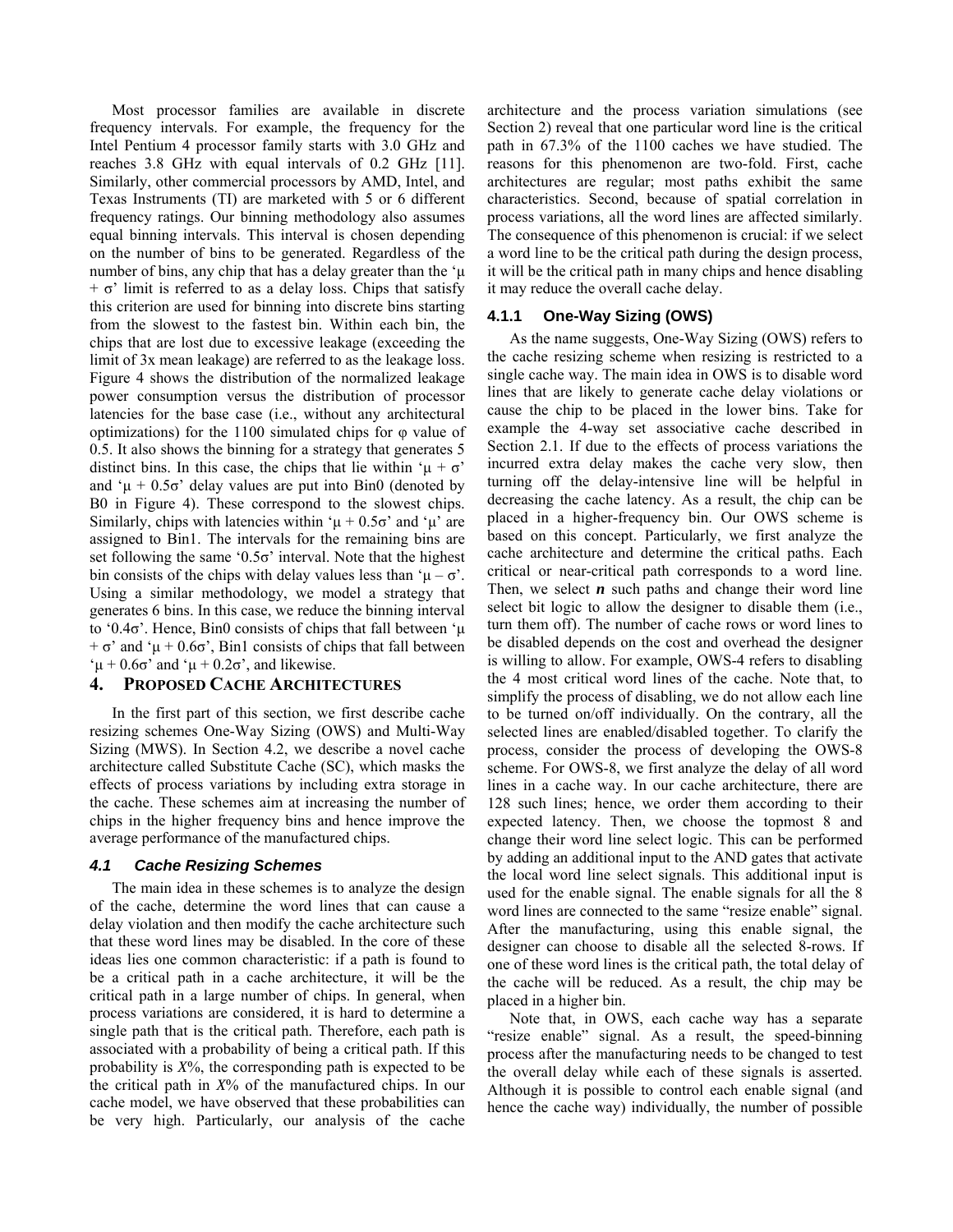Most processor families are available in discrete frequency intervals. For example, the frequency for the Intel Pentium 4 processor family starts with 3.0 GHz and reaches 3.8 GHz with equal intervals of 0.2 GHz [11]. Similarly, other commercial processors by AMD, Intel, and Texas Instruments (TI) are marketed with 5 or 6 different frequency ratings. Our binning methodology also assumes equal binning intervals. This interval is chosen depending on the number of bins to be generated. Regardless of the number of bins, any chip that has a delay greater than the '$\mu + \sigma$' limit is referred to as a delay loss. Chips that satisfy this criterion are used for binning into discrete bins starting from the slowest to the fastest bin. Within each bin, the chips that are lost due to excessive leakage (exceeding the limit of 3x mean leakage) are referred to as the leakage loss. Figure 4 shows the distribution of the normalized leakage power consumption versus the distribution of processor latencies for the base case (i.e., without any architectural optimizations) for the 1100 simulated chips for $\varphi$ value of 0.5. It also shows the binning for a strategy that generates 5 distinct bins. In this case, the chips that lie within '$\mu + \sigma$' and '$\mu + 0.5\sigma$' delay values are put into Bin0 (denoted by B0 in Figure 4). These correspond to the slowest chips. Similarly, chips with latencies within '$\mu + 0.5\sigma$' and '$\mu$' are assigned to Bin1. The intervals for the remaining bins are set following the same '$0.5\sigma$' interval. Note that the highest bin consists of the chips with delay values less than '$\mu - \sigma$'. Using a similar methodology, we model a strategy that generates 6 bins. In this case, we reduce the binning interval to '$0.4\sigma$'. Hence, Bin0 consists of chips that fall between '$\mu + \sigma$' and '$\mu + 0.6\sigma$', Bin1 consists of chips that fall between '$\mu + 0.6\sigma$' and '$\mu + 0.2\sigma$', and likewise.

# 4. PROPOSED CACHE ARCHITECTURES

In the first part of this section, we first describe cache resizing schemes One-Way Sizing (OWS) and Multi-Way Sizing (MWS). In Section 4.2, we describe a novel cache architecture called Substitute Cache (SC), which masks the effects of process variations by including extra storage in the cache. These schemes aim at increasing the number of chips in the higher frequency bins and hence improve the average performance of the manufactured chips.

## *4.1 Cache Resizing Schemes*

The main idea in these schemes is to analyze the design of the cache, determine the word lines that can cause a delay violation and then modify the cache architecture such that these word lines may be disabled. In the core of these ideas lies one common characteristic: if a path is found to be a critical path in a cache architecture, it will be the critical path in a large number of chips. In general, when process variations are considered, it is hard to determine a single path that is the critical path. Therefore, each path is associated with a probability of being a critical path. If this probability is *X*%, the corresponding path is expected to be the critical path in *X*% of the manufactured chips. In our cache model, we have observed that these probabilities can be very high. Particularly, our analysis of the cache architecture and the process variation simulations (see Section 2) reveal that one particular word line is the critical path in 67.3% of the 1100 caches we have studied. The reasons for this phenomenon are two-fold. First, cache architectures are regular; most paths exhibit the same characteristics. Second, because of spatial correlation in process variations, all the word lines are affected similarly. The consequence of this phenomenon is crucial: if we select a word line to be the critical path during the design process, it will be the critical path in many chips and hence disabling it may reduce the overall cache delay.

### 4.1.1 One-Way Sizing (OWS)

As the name suggests, One-Way Sizing (OWS) refers to the cache resizing scheme when resizing is restricted to a single cache way. The main idea in OWS is to disable word lines that are likely to generate cache delay violations or cause the chip to be placed in the lower bins. Take for example the 4-way set associative cache described in Section 2.1. If due to the effects of process variations the incurred extra delay makes the cache very slow, then turning off the delay-intensive line will be helpful in decreasing the cache latency. As a result, the chip can be placed in a higher-frequency bin. Our OWS scheme is based on this concept. Particularly, we first analyze the cache architecture and determine the critical paths. Each critical or near-critical path corresponds to a word line. Then, we select ***n*** such paths and change their word line select bit logic to allow the designer to disable them (i.e., turn them off). The number of cache rows or word lines to be disabled depends on the cost and overhead the designer is willing to allow. For example, OWS-4 refers to disabling the 4 most critical word lines of the cache. Note that, to simplify the process of disabling, we do not allow each line to be turned on/off individually. On the contrary, all the selected lines are enabled/disabled together. To clarify the process, consider the process of developing the OWS-8 scheme. For OWS-8, we first analyze the delay of all word lines in a cache way. In our cache architecture, there are 128 such lines; hence, we order them according to their expected latency. Then, we choose the topmost 8 and change their word line select logic. This can be performed by adding an additional input to the AND gates that activate the local word line select signals. This additional input is used for the enable signal. The enable signals for all the 8 word lines are connected to the same "resize enable" signal. After the manufacturing, using this enable signal, the designer can choose to disable all the selected 8-rows. If one of these word lines is the critical path, the total delay of the cache will be reduced. As a result, the chip may be placed in a higher bin.

Note that, in OWS, each cache way has a separate "resize enable" signal. As a result, the speed-binning process after the manufacturing needs to be changed to test the overall delay while each of these signals is asserted. Although it is possible to control each enable signal (and hence the cache way) individually, the number of possible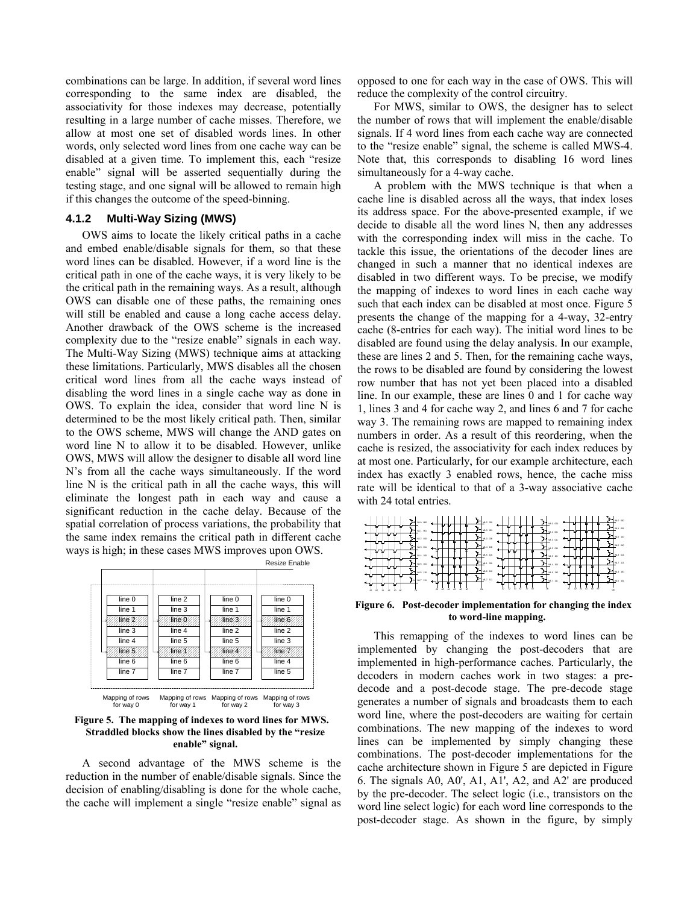combinations can be large. In addition, if several word lines corresponding to the same index are disabled, the associativity for those indexes may decrease, potentially resulting in a large number of cache misses. Therefore, we allow at most one set of disabled words lines. In other words, only selected word lines from one cache way can be disabled at a given time. To implement this, each "resize enable" signal will be asserted sequentially during the testing stage, and one signal will be allowed to remain high if this changes the outcome of the speed-binning.

### 4.1.2 Multi-Way Sizing (MWS)

OWS aims to locate the likely critical paths in a cache and embed enable/disable signals for them, so that these word lines can be disabled. However, if a word line is the critical path in one of the cache ways, it is very likely to be the critical path in the remaining ways. As a result, although OWS can disable one of these paths, the remaining ones will still be enabled and cause a long cache access delay. Another drawback of the OWS scheme is the increased complexity due to the "resize enable" signals in each way. The Multi-Way Sizing (MWS) technique aims at attacking these limitations. Particularly, MWS disables all the chosen critical word lines from all the cache ways instead of disabling the word lines in a single cache way as done in OWS. To explain the idea, consider that word line N is determined to be the most likely critical path. Then, similar to the OWS scheme, MWS will change the AND gates on word line N to allow it to be disabled. However, unlike OWS, MWS will allow the designer to disable all word line N's from all the cache ways simultaneously. If the word line N is the critical path in all the cache ways, this will eliminate the longest path in each way and cause a significant reduction in the cache delay. Because of the spatial correlation of process variations, the probability that the same index remains the critical path in different cache ways is high; in these cases MWS improves upon OWS.

Resize Enable

| Mapping of rows for way 0 | Mapping of rows for way 1 | Mapping of rows for way 2 | Mapping of rows for way 3 |
|---|---|---|---|
| line 0 | line 2 | line 0 | line 0 |
| line 1 | line 3 | line 1 | line 1 |
| line 2 | line 0 | line 3 | line 6 |
| line 3 | line 4 | line 2 | line 2 |
| line 4 | line 5 | line 5 | line 3 |
| line 5 | line 1 | line 4 | line 7 |
| line 6 | line 6 | line 6 | line 4 |
| line 7 | line 7 | line 7 | line 5 |

**Figure 5. The mapping of indexes to word lines for MWS. Straddled blocks show the lines disabled by the "resize enable" signal.**

A second advantage of the MWS scheme is the reduction in the number of enable/disable signals. Since the decision of enabling/disabling is done for the whole cache, the cache will implement a single "resize enable" signal as opposed to one for each way in the case of OWS. This will reduce the complexity of the control circuitry.

For MWS, similar to OWS, the designer has to select the number of rows that will implement the enable/disable signals. If 4 word lines from each cache way are connected to the "resize enable" signal, the scheme is called MWS-4. Note that, this corresponds to disabling 16 word lines simultaneously for a 4-way cache.

A problem with the MWS technique is that when a cache line is disabled across all the ways, that index loses its address space. For the above-presented example, if we decide to disable all the word lines N, then any addresses with the corresponding index will miss in the cache. To tackle this issue, the orientations of the decoder lines are changed in such a manner that no identical indexes are disabled in two different ways. To be precise, we modify the mapping of indexes to word lines in each cache way such that each index can be disabled at most once. Figure 5 presents the change of the mapping for a 4-way, 32-entry cache (8-entries for each way). The initial word lines to be disabled are found using the delay analysis. In our example, these are lines 2 and 5. Then, for the remaining cache ways, the rows to be disabled are found by considering the lowest row number that has not yet been placed into a disabled line. In our example, these are lines 0 and 1 for cache way 1, lines 3 and 4 for cache way 2, and lines 6 and 7 for cache way 3. The remaining rows are mapped to remaining index numbers in order. As a result of this reordering, when the cache is resized, the associativity for each index reduces by at most one. Particularly, for our example architecture, each index has exactly 3 enabled rows, hence, the cache miss rate will be identical to that of a 3-way associative cache with 24 total entries.

**Figure 6. Post-decoder implementation for changing the index to word-line mapping.**

This remapping of the indexes to word lines can be implemented by changing the post-decoders that are implemented in high-performance caches. Particularly, the decoders in modern caches work in two stages: a pre-decode and a post-decode stage. The pre-decode stage generates a number of signals and broadcasts them to each word line, where the post-decoders are waiting for certain combinations. The new mapping of the indexes to word lines can be implemented by simply changing these combinations. The post-decoder implementations for the cache architecture shown in Figure 5 are depicted in Figure 6. The signals A0, A0', A1, A1', A2, and A2' are produced by the pre-decoder. The select logic (i.e., transistors on the word line select logic) for each word line corresponds to the post-decoder stage. As shown in the figure, by simply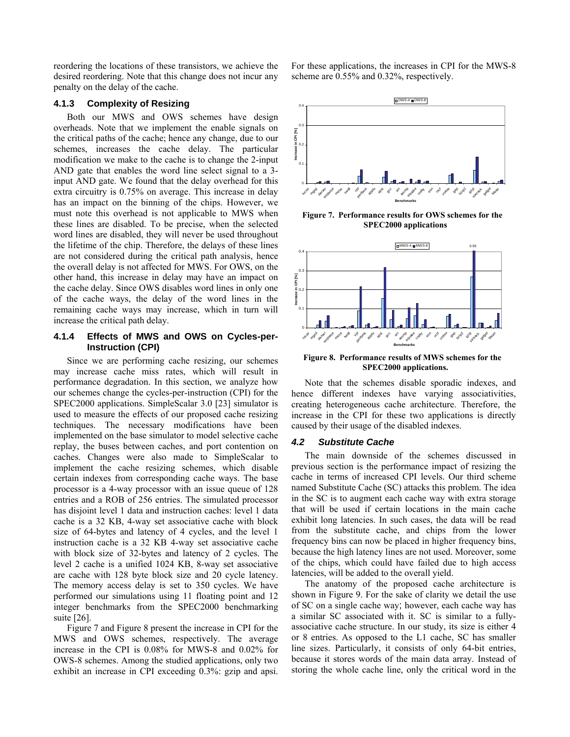reordering the locations of these transistors, we achieve the desired reordering. Note that this change does not incur any penalty on the delay of the cache.

### 4.1.3 Complexity of Resizing

Both our MWS and OWS schemes have design overheads. Note that we implement the enable signals on the critical paths of the cache; hence any change, due to our schemes, increases the cache delay. The particular modification we make to the cache is to change the 2-input AND gate that enables the word line select signal to a 3-input AND gate. We found that the delay overhead for this extra circuitry is 0.75% on average. This increase in delay has an impact on the binning of the chips. However, we must note this overhead is not applicable to MWS when these lines are disabled. To be precise, when the selected word lines are disabled, they will never be used throughout the lifetime of the chip. Therefore, the delays of these lines are not considered during the critical path analysis, hence the overall delay is not affected for MWS. For OWS, on the other hand, this increase in delay may have an impact on the cache delay. Since OWS disables word lines in only one of the cache ways, the delay of the word lines in the remaining cache ways may increase, which in turn will increase the critical path delay.

### 4.1.4 Effects of MWS and OWS on Cycles-per-Instruction (CPI)

Since we are performing cache resizing, our schemes may increase cache miss rates, which will result in performance degradation. In this section, we analyze how our schemes change the cycles-per-instruction (CPI) for the SPEC2000 applications. SimpleScalar 3.0 [23] simulator is used to measure the effects of our proposed cache resizing techniques. The necessary modifications have been implemented on the base simulator to model selective cache replay, the buses between caches, and port contention on caches. Changes were also made to SimpleScalar to implement the cache resizing schemes, which disable certain indexes from corresponding cache ways. The base processor is a 4-way processor with an issue queue of 128 entries and a ROB of 256 entries. The simulated processor has disjoint level 1 data and instruction caches: level 1 data cache is a 32 KB, 4-way set associative cache with block size of 64-bytes and latency of 4 cycles, and the level 1 instruction cache is a 32 KB 4-way set associative cache with block size of 32-bytes and latency of 2 cycles. The level 2 cache is a unified 1024 KB, 8-way set associative are cache with 128 byte block size and 20 cycle latency. The memory access delay is set to 350 cycles. We have performed our simulations using 11 floating point and 12 integer benchmarks from the SPEC2000 benchmarking suite [26].

Figure 7 and Figure 8 present the increase in CPI for the MWS and OWS schemes, respectively. The average increase in the CPI is 0.08% for MWS-8 and 0.02% for OWS-8 schemes. Among the studied applications, only two exhibit an increase in CPI exceeding 0.3%: gzip and apsi. For these applications, the increases in CPI for the MWS-8 scheme are 0.55% and 0.32%, respectively.

**Figure 7. Performance results for OWS schemes for the SPEC2000 applications**

**Figure 8. Performance results of MWS schemes for the SPEC2000 applications.**

Note that the schemes disable sporadic indexes, and hence different indexes have varying associativities, creating heterogeneous cache architecture. Therefore, the increase in the CPI for these two applications is directly caused by their usage of the disabled indexes.

## *4.2 Substitute Cache*

The main downside of the schemes discussed in previous section is the performance impact of resizing the cache in terms of increased CPI levels. Our third scheme named Substitute Cache (SC) attacks this problem. The idea in the SC is to augment each cache way with extra storage that will be used if certain locations in the main cache exhibit long latencies. In such cases, the data will be read from the substitute cache, and chips from the lower frequency bins can now be placed in higher frequency bins, because the high latency lines are not used. Moreover, some of the chips, which could have failed due to high access latencies, will be added to the overall yield.

The anatomy of the proposed cache architecture is shown in Figure 9. For the sake of clarity we detail the use of SC on a single cache way; however, each cache way has a similar SC associated with it. SC is similar to a fully-associative cache structure. In our study, its size is either 4 or 8 entries. As opposed to the L1 cache, SC has smaller line sizes. Particularly, it consists of only 64-bit entries, because it stores words of the main data array. Instead of storing the whole cache line, only the critical word in the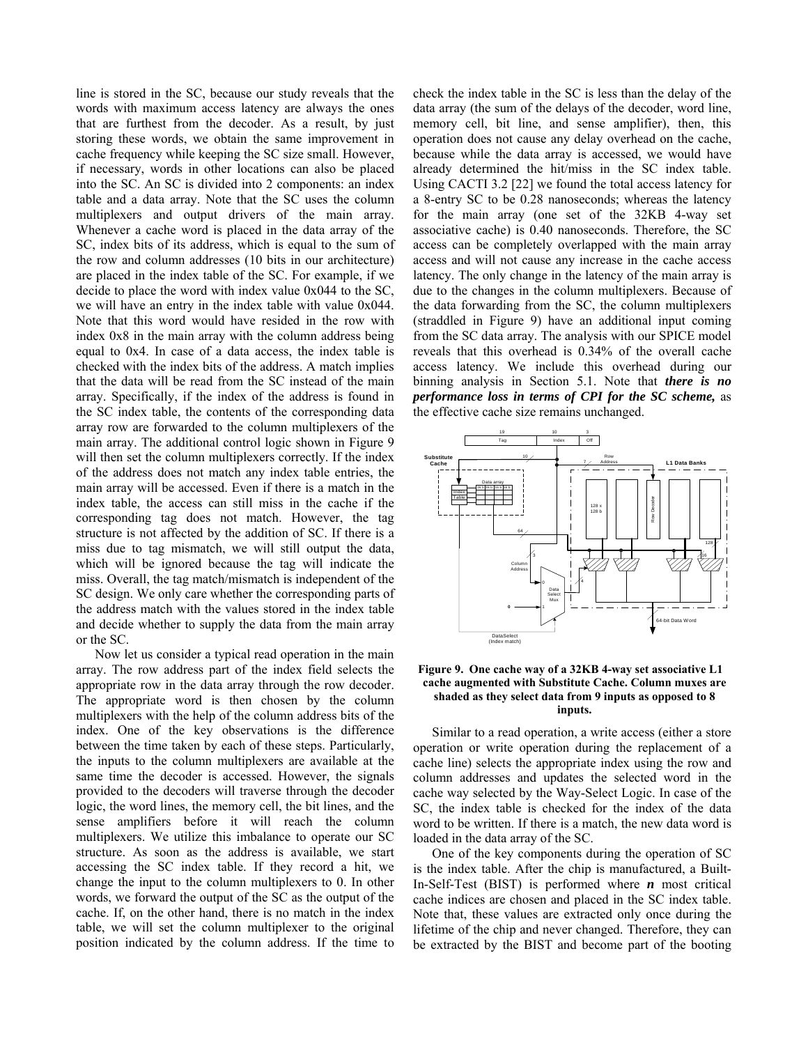line is stored in the SC, because our study reveals that the words with maximum access latency are always the ones that are furthest from the decoder. As a result, by just storing these words, we obtain the same improvement in cache frequency while keeping the SC size small. However, if necessary, words in other locations can also be placed into the SC. An SC is divided into 2 components: an index table and a data array. Note that the SC uses the column multiplexers and output drivers of the main array. Whenever a cache word is placed in the data array of the SC, index bits of its address, which is equal to the sum of the row and column addresses (10 bits in our architecture) are placed in the index table of the SC. For example, if we decide to place the word with index value 0x044 to the SC, we will have an entry in the index table with value 0x044. Note that this word would have resided in the row with index 0x8 in the main array with the column address being equal to 0x4. In case of a data access, the index table is checked with the index bits of the address. A match implies that the data will be read from the SC instead of the main array. Specifically, if the index of the address is found in the SC index table, the contents of the corresponding data array row are forwarded to the column multiplexers of the main array. The additional control logic shown in Figure 9 will then set the column multiplexers correctly. If the index of the address does not match any index table entries, the main array will be accessed. Even if there is a match in the index table, the access can still miss in the cache if the corresponding tag does not match. However, the tag structure is not affected by the addition of SC. If there is a miss due to tag mismatch, we will still output the data, which will be ignored because the tag will indicate the miss. Overall, the tag match/mismatch is independent of the SC design. We only care whether the corresponding parts of the address match with the values stored in the index table and decide whether to supply the data from the main array or the SC.

Now let us consider a typical read operation in the main array. The row address part of the index field selects the appropriate row in the data array through the row decoder. The appropriate word is then chosen by the column multiplexers with the help of the column address bits of the index. One of the key observations is the difference between the time taken by each of these steps. Particularly, the inputs to the column multiplexers are available at the same time the decoder is accessed. However, the signals provided to the decoders will traverse through the decoder logic, the word lines, the memory cell, the bit lines, and the sense amplifiers before it will reach the column multiplexers. We utilize this imbalance to operate our SC structure. As soon as the address is available, we start accessing the SC index table. If they record a hit, we change the input to the column multiplexers to 0. In other words, we forward the output of the SC as the output of the cache. If, on the other hand, there is no match in the index table, we will set the column multiplexer to the original position indicated by the column address. If the time to check the index table in the SC is less than the delay of the data array (the sum of the delays of the decoder, word line, memory cell, bit line, and sense amplifier), then, this operation does not cause any delay overhead on the cache, because while the data array is accessed, we would have already determined the hit/miss in the SC index table. Using CACTI 3.2 [22] we found the total access latency for a 8-entry SC to be 0.28 nanoseconds; whereas the latency for the main array (one set of the 32KB 4-way set associative cache) is 0.40 nanoseconds. Therefore, the SC access can be completely overlapped with the main array access and will not cause any increase in the cache access latency. The only change in the latency of the main array is due to the changes in the column multiplexers. Because of the data forwarding from the SC, the column multiplexers (straddled in Figure 9) have an additional input coming from the SC data array. The analysis with our SPICE model reveals that this overhead is 0.34% of the overall cache access latency. We include this overhead during our binning analysis in Section 5.1. Note that ***there is no performance loss in terms of CPI for the SC scheme,*** as the effective cache size remains unchanged.

**Figure 9. One cache way of a 32KB 4-way set associative L1 cache augmented with Substitute Cache. Column muxes are shaded as they select data from 9 inputs as opposed to 8 inputs.**

Similar to a read operation, a write access (either a store operation or write operation during the replacement of a cache line) selects the appropriate index using the row and column addresses and updates the selected word in the cache way selected by the Way-Select Logic. In case of the SC, the index table is checked for the index of the data word to be written. If there is a match, the new data word is loaded in the data array of the SC.

One of the key components during the operation of SC is the index table. After the chip is manufactured, a Built-In-Self-Test (BIST) is performed where ***n*** most critical cache indices are chosen and placed in the SC index table. Note that, these values are extracted only once during the lifetime of the chip and never changed. Therefore, they can be extracted by the BIST and become part of the booting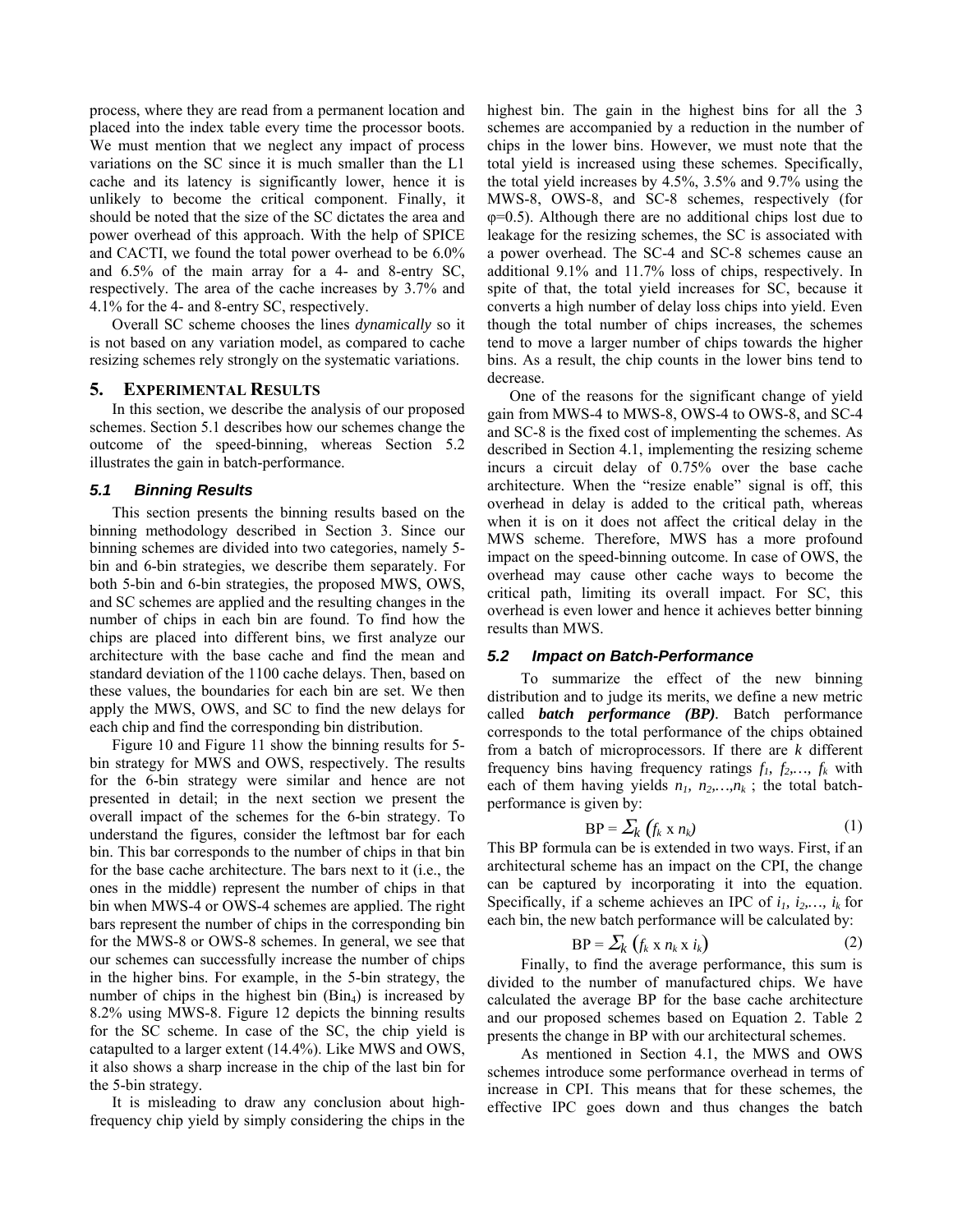process, where they are read from a permanent location and placed into the index table every time the processor boots. We must mention that we neglect any impact of process variations on the SC since it is much smaller than the L1 cache and its latency is significantly lower, hence it is unlikely to become the critical component. Finally, it should be noted that the size of the SC dictates the area and power overhead of this approach. With the help of SPICE and CACTI, we found the total power overhead to be 6.0% and 6.5% of the main array for a 4- and 8-entry SC, respectively. The area of the cache increases by 3.7% and 4.1% for the 4- and 8-entry SC, respectively.

Overall SC scheme chooses the lines *dynamically* so it is not based on any variation model, as compared to cache resizing schemes rely strongly on the systematic variations.

## 5. EXPERIMENTAL RESULTS

In this section, we describe the analysis of our proposed schemes. Section 5.1 describes how our schemes change the outcome of the speed-binning, whereas Section 5.2 illustrates the gain in batch-performance.

### *5.1 Binning Results*

This section presents the binning results based on the binning methodology described in Section 3. Since our binning schemes are divided into two categories, namely 5-bin and 6-bin strategies, we describe them separately. For both 5-bin and 6-bin strategies, the proposed MWS, OWS, and SC schemes are applied and the resulting changes in the number of chips in each bin are found. To find how the chips are placed into different bins, we first analyze our architecture with the base cache and find the mean and standard deviation of the 1100 cache delays. Then, based on these values, the boundaries for each bin are set. We then apply the MWS, OWS, and SC to find the new delays for each chip and find the corresponding bin distribution.

Figure 10 and Figure 11 show the binning results for 5-bin strategy for MWS and OWS, respectively. The results for the 6-bin strategy were similar and hence are not presented in detail; in the next section we present the overall impact of the schemes for the 6-bin strategy. To understand the figures, consider the leftmost bar for each bin. This bar corresponds to the number of chips in that bin for the base cache architecture. The bars next to it (i.e., the ones in the middle) represent the number of chips in that bin when MWS-4 or OWS-4 schemes are applied. The right bars represent the number of chips in the corresponding bin for the MWS-8 or OWS-8 schemes. In general, we see that our schemes can successfully increase the number of chips in the higher bins. For example, in the 5-bin strategy, the number of chips in the highest bin ($Bin_4$) is increased by 8.2% using MWS-8. Figure 12 depicts the binning results for the SC scheme. In case of the SC, the chip yield is catapulted to a larger extent (14.4%). Like MWS and OWS, it also shows a sharp increase in the chip of the last bin for the 5-bin strategy.

It is misleading to draw any conclusion about high-frequency chip yield by simply considering the chips in the highest bin. The gain in the highest bins for all the 3 schemes are accompanied by a reduction in the number of chips in the lower bins. However, we must note that the total yield is increased using these schemes. Specifically, the total yield increases by 4.5%, 3.5% and 9.7% using the MWS-8, OWS-8, and SC-8 schemes, respectively (for $\varphi$=0.5). Although there are no additional chips lost due to leakage for the resizing schemes, the SC is associated with a power overhead. The SC-4 and SC-8 schemes cause an additional 9.1% and 11.7% loss of chips, respectively. In spite of that, the total yield increases for SC, because it converts a high number of delay loss chips into yield. Even though the total number of chips increases, the schemes tend to move a larger number of chips towards the higher bins. As a result, the chip counts in the lower bins tend to decrease.

One of the reasons for the significant change of yield gain from MWS-4 to MWS-8, OWS-4 to OWS-8, and SC-4 and SC-8 is the fixed cost of implementing the schemes. As described in Section 4.1, implementing the resizing scheme incurs a circuit delay of 0.75% over the base cache architecture. When the "resize enable" signal is off, this overhead in delay is added to the critical path, whereas when it is on it does not affect the critical delay in the MWS scheme. Therefore, MWS has a more profound impact on the speed-binning outcome. In case of OWS, the overhead may cause other cache ways to become the critical path, limiting its overall impact. For SC, this overhead is even lower and hence it achieves better binning results than MWS.

### *5.2 Impact on Batch-Performance*

To summarize the effect of the new binning distribution and to judge its merits, we define a new metric called ***batch performance (BP)***. Batch performance corresponds to the total performance of the chips obtained from a batch of microprocessors. If there are $k$ different frequency bins having frequency ratings $f_1, f_2, \ldots, f_k$ with each of them having yields $n_1, n_2, \ldots, n_k$ ; the total batch-performance is given by:

$$BP = \sum_k (f_k \times n_k) \tag{1}$$

This BP formula can be is extended in two ways. First, if an architectural scheme has an impact on the CPI, the change can be captured by incorporating it into the equation. Specifically, if a scheme achieves an IPC of $i_1, i_2, \ldots, i_k$ for each bin, the new batch performance will be calculated by:

$$BP = \sum_k (f_k \times n_k \times i_k) \tag{2}$$

Finally, to find the average performance, this sum is divided to the number of manufactured chips. We have calculated the average BP for the base cache architecture and our proposed schemes based on Equation 2. Table 2 presents the change in BP with our architectural schemes.

As mentioned in Section 4.1, the MWS and OWS schemes introduce some performance overhead in terms of increase in CPI. This means that for these schemes, the effective IPC goes down and thus changes the batch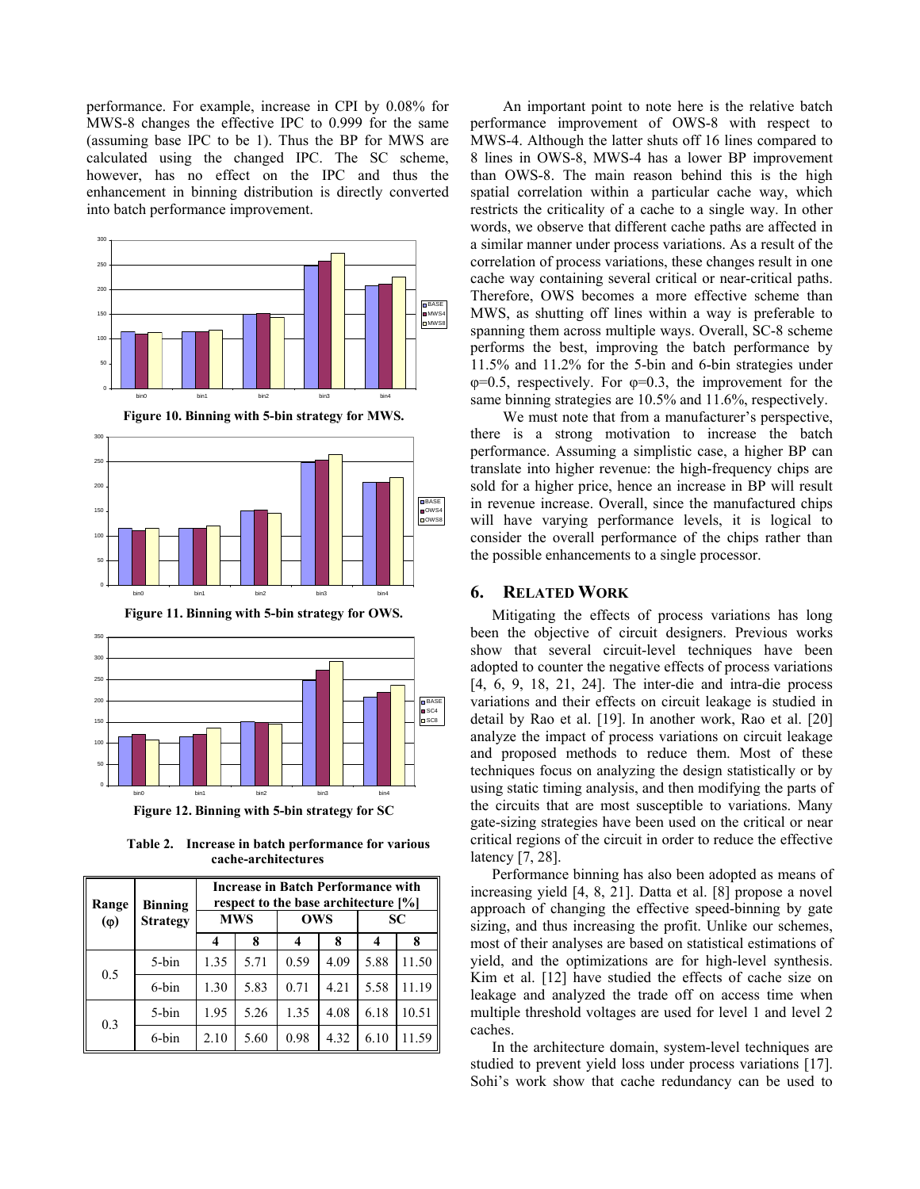performance. For example, increase in CPI by 0.08% for MWS-8 changes the effective IPC to 0.999 for the same (assuming base IPC to be 1). Thus the BP for MWS are calculated using the changed IPC. The SC scheme, however, has no effect on the IPC and thus the enhancement in binning distribution is directly converted into batch performance improvement.

**Figure 10. Binning with 5-bin strategy for MWS.**

**Figure 11. Binning with 5-bin strategy for OWS.**

**Figure 12. Binning with 5-bin strategy for SC**

**Table 2. Increase in batch performance for various cache-architectures**

| Range (φ) | Binning Strategy | Increase in Batch Performance with respect to the base architecture [%] | | | | | |
|---|---|---|---|---|---|---|---|
| | | MWS | | OWS | | SC | |
| | | 4 | 8 | 4 | 8 | 4 | 8 |
| 0.5 | 5-bin | 1.35 | 5.71 | 0.59 | 4.09 | 5.88 | 11.50 |
| | 6-bin | 1.30 | 5.83 | 0.71 | 4.21 | 5.58 | 11.19 |
| 0.3 | 5-bin | 1.95 | 5.26 | 1.35 | 4.08 | 6.18 | 10.51 |
| | 6-bin | 2.10 | 5.60 | 0.98 | 4.32 | 6.10 | 11.59 |

An important point to note here is the relative batch performance improvement of OWS-8 with respect to MWS-4. Although the latter shuts off 16 lines compared to 8 lines in OWS-8, MWS-4 has a lower BP improvement than OWS-8. The main reason behind this is the high spatial correlation within a particular cache way, which restricts the criticality of a cache to a single way. In other words, we observe that different cache paths are affected in a similar manner under process variations. As a result of the correlation of process variations, these changes result in one cache way containing several critical or near-critical paths. Therefore, OWS becomes a more effective scheme than MWS, as shutting off lines within a way is preferable to spanning them across multiple ways. Overall, SC-8 scheme performs the best, improving the batch performance by 11.5% and 11.2% for the 5-bin and 6-bin strategies under φ=0.5, respectively. For φ=0.3, the improvement for the same binning strategies are 10.5% and 11.6%, respectively.

We must note that from a manufacturer's perspective, there is a strong motivation to increase the batch performance. Assuming a simplistic case, a higher BP can translate into higher revenue: the high-frequency chips are sold for a higher price, hence an increase in BP will result in revenue increase. Overall, since the manufactured chips will have varying performance levels, it is logical to consider the overall performance of the chips rather than the possible enhancements to a single processor.

## 6. RELATED WORK

Mitigating the effects of process variations has long been the objective of circuit designers. Previous works show that several circuit-level techniques have been adopted to counter the negative effects of process variations [4, 6, 9, 18, 21, 24]. The inter-die and intra-die process variations and their effects on circuit leakage is studied in detail by Rao et al. [19]. In another work, Rao et al. [20] analyze the impact of process variations on circuit leakage and proposed methods to reduce them. Most of these techniques focus on analyzing the design statistically or by using static timing analysis, and then modifying the parts of the circuits that are most susceptible to variations. Many gate-sizing strategies have been used on the critical or near critical regions of the circuit in order to reduce the effective latency [7, 28].

Performance binning has also been adopted as means of increasing yield [4, 8, 21]. Datta et al. [8] propose a novel approach of changing the effective speed-binning by gate sizing, and thus increasing the profit. Unlike our schemes, most of their analyses are based on statistical estimations of yield, and the optimizations are for high-level synthesis. Kim et al. [12] have studied the effects of cache size on leakage and analyzed the trade off on access time when multiple threshold voltages are used for level 1 and level 2 caches.

In the architecture domain, system-level techniques are studied to prevent yield loss under process variations [17]. Sohi's work show that cache redundancy can be used to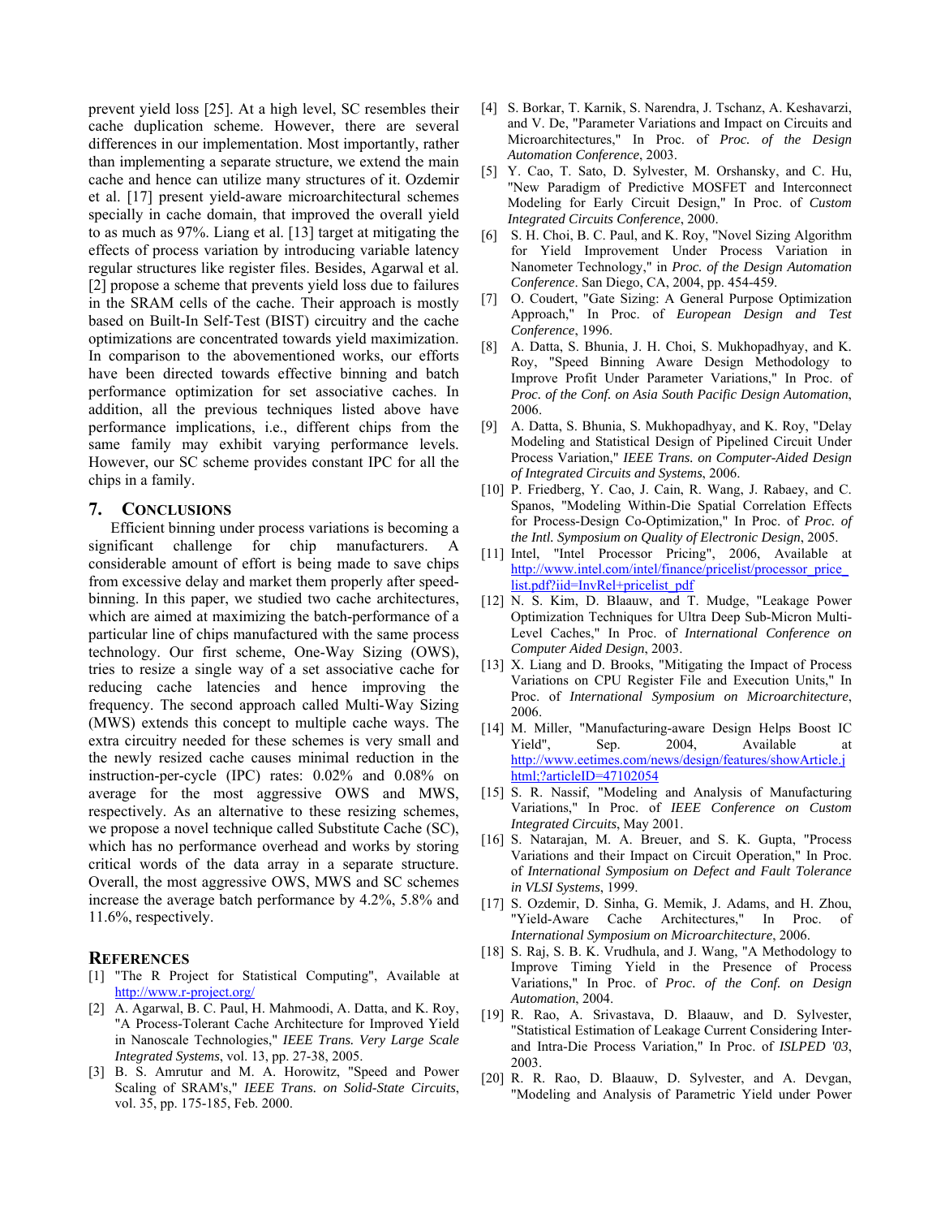prevent yield loss [25]. At a high level, SC resembles their cache duplication scheme. However, there are several differences in our implementation. Most importantly, rather than implementing a separate structure, we extend the main cache and hence can utilize many structures of it. Ozdemir et al. [17] present yield-aware microarchitectural schemes specially in cache domain, that improved the overall yield to as much as 97%. Liang et al. [13] target at mitigating the effects of process variation by introducing variable latency regular structures like register files. Besides, Agarwal et al. [2] propose a scheme that prevents yield loss due to failures in the SRAM cells of the cache. Their approach is mostly based on Built-In Self-Test (BIST) circuitry and the cache optimizations are concentrated towards yield maximization. In comparison to the abovementioned works, our efforts have been directed towards effective binning and batch performance optimization for set associative caches. In addition, all the previous techniques listed above have performance implications, i.e., different chips from the same family may exhibit varying performance levels. However, our SC scheme provides constant IPC for all the chips in a family.

## 7. Conclusions

Efficient binning under process variations is becoming a significant challenge for chip manufacturers. A considerable amount of effort is being made to save chips from excessive delay and market them properly after speed-binning. In this paper, we studied two cache architectures, which are aimed at maximizing the batch-performance of a particular line of chips manufactured with the same process technology. Our first scheme, One-Way Sizing (OWS), tries to resize a single way of a set associative cache for reducing cache latencies and hence improving the frequency. The second approach called Multi-Way Sizing (MWS) extends this concept to multiple cache ways. The extra circuitry needed for these schemes is very small and the newly resized cache causes minimal reduction in the instruction-per-cycle (IPC) rates: 0.02% and 0.08% on average for the most aggressive OWS and MWS, respectively. As an alternative to these resizing schemes, we propose a novel technique called Substitute Cache (SC), which has no performance overhead and works by storing critical words of the data array in a separate structure. Overall, the most aggressive OWS, MWS and SC schemes increase the average batch performance by 4.2%, 5.8% and 11.6%, respectively.

## References

[1] "The R Project for Statistical Computing", Available at http://www.r-project.org/

[2] A. Agarwal, B. C. Paul, H. Mahmoodi, A. Datta, and K. Roy, "A Process-Tolerant Cache Architecture for Improved Yield in Nanoscale Technologies," *IEEE Trans. Very Large Scale Integrated Systems*, vol. 13, pp. 27-38, 2005.

[3] B. S. Amrutur and M. A. Horowitz, "Speed and Power Scaling of SRAM's," *IEEE Trans. on Solid-State Circuits*, vol. 35, pp. 175-185, Feb. 2000.

[4] S. Borkar, T. Karnik, S. Narendra, J. Tschanz, A. Keshavarzi, and V. De, "Parameter Variations and Impact on Circuits and Microarchitectures," In Proc. of *Proc. of the Design Automation Conference*, 2003.

[5] Y. Cao, T. Sato, D. Sylvester, M. Orshansky, and C. Hu, "New Paradigm of Predictive MOSFET and Interconnect Modeling for Early Circuit Design," In Proc. of *Custom Integrated Circuits Conference*, 2000.

[6] S. H. Choi, B. C. Paul, and K. Roy, "Novel Sizing Algorithm for Yield Improvement Under Process Variation in Nanometer Technology," in *Proc. of the Design Automation Conference*. San Diego, CA, 2004, pp. 454-459.

[7] O. Coudert, "Gate Sizing: A General Purpose Optimization Approach," In Proc. of *European Design and Test Conference*, 1996.

[8] A. Datta, S. Bhunia, J. H. Choi, S. Mukhopadhyay, and K. Roy, "Speed Binning Aware Design Methodology to Improve Profit Under Parameter Variations," In Proc. of *Proc. of the Conf. on Asia South Pacific Design Automation*, 2006.

[9] A. Datta, S. Bhunia, S. Mukhopadhyay, and K. Roy, "Delay Modeling and Statistical Design of Pipelined Circuit Under Process Variation," *IEEE Trans. on Computer-Aided Design of Integrated Circuits and Systems*, 2006.

[10] P. Friedberg, Y. Cao, J. Cain, R. Wang, J. Rabaey, and C. Spanos, "Modeling Within-Die Spatial Correlation Effects for Process-Design Co-Optimization," In Proc. of *Proc. of the Intl. Symposium on Quality of Electronic Design*, 2005.

[11] Intel, "Intel Processor Pricing", 2006, Available at http://www.intel.com/intel/finance/pricelist/processor_price_list.pdf?iid=InvRel+pricelist_pdf

[12] N. S. Kim, D. Blaauw, and T. Mudge, "Leakage Power Optimization Techniques for Ultra Deep Sub-Micron Multi-Level Caches," In Proc. of *International Conference on Computer Aided Design*, 2003.

[13] X. Liang and D. Brooks, "Mitigating the Impact of Process Variations on CPU Register File and Execution Units," In Proc. of *International Symposium on Microarchitecture*, 2006.

[14] M. Miller, "Manufacturing-aware Design Helps Boost IC Yield", Sep. 2004, Available at http://www.eetimes.com/news/design/features/showArticle.jhtml;?articleID=47102054

[15] S. R. Nassif, "Modeling and Analysis of Manufacturing Variations," In Proc. of *IEEE Conference on Custom Integrated Circuits*, May 2001.

[16] S. Natarajan, M. A. Breuer, and S. K. Gupta, "Process Variations and their Impact on Circuit Operation," In Proc. of *International Symposium on Defect and Fault Tolerance in VLSI Systems*, 1999.

[17] S. Ozdemir, D. Sinha, G. Memik, J. Adams, and H. Zhou, "Yield-Aware Cache Architectures," In Proc. of *International Symposium on Microarchitecture*, 2006.

[18] S. Raj, S. B. K. Vrudhula, and J. Wang, "A Methodology to Improve Timing Yield in the Presence of Process Variations," In Proc. of *Proc. of the Conf. on Design Automation*, 2004.

[19] R. Rao, A. Srivastava, D. Blaauw, and D. Sylvester, "Statistical Estimation of Leakage Current Considering Inter- and Intra-Die Process Variation," In Proc. of *ISLPED '03*, 2003.

[20] R. R. Rao, D. Blaauw, D. Sylvester, and A. Devgan, "Modeling and Analysis of Parametric Yield under Power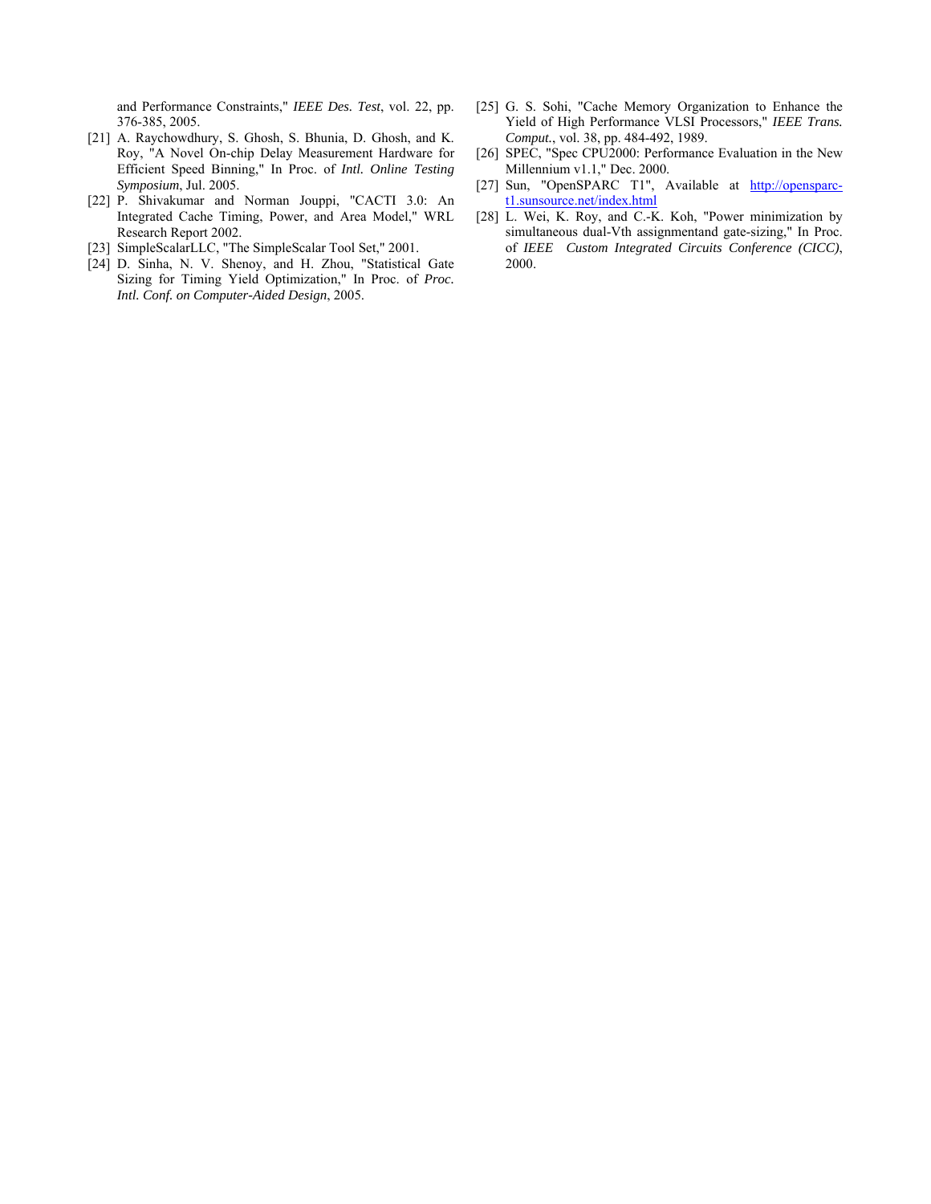and Performance Constraints," *IEEE Des. Test*, vol. 22, pp. 376-385, 2005.

[21] A. Raychowdhury, S. Ghosh, S. Bhunia, D. Ghosh, and K. Roy, "A Novel On-chip Delay Measurement Hardware for Efficient Speed Binning," In Proc. of *Intl. Online Testing Symposium*, Jul. 2005.

[22] P. Shivakumar and Norman Jouppi, "CACTI 3.0: An Integrated Cache Timing, Power, and Area Model," WRL Research Report 2002.

[23] SimpleScalarLLC, "The SimpleScalar Tool Set," 2001.

[24] D. Sinha, N. V. Shenoy, and H. Zhou, "Statistical Gate Sizing for Timing Yield Optimization," In Proc. of *Proc. Intl. Conf. on Computer-Aided Design*, 2005.

[25] G. S. Sohi, "Cache Memory Organization to Enhance the Yield of High Performance VLSI Processors," *IEEE Trans. Comput.*, vol. 38, pp. 484-492, 1989.

[26] SPEC, "Spec CPU2000: Performance Evaluation in the New Millennium v1.1," Dec. 2000.

[27] Sun, "OpenSPARC T1", Available at http://opensparc-t1.sunsource.net/index.html

[28] L. Wei, K. Roy, and C.-K. Koh, "Power minimization by simultaneous dual-Vth assignmentand gate-sizing," In Proc. of *IEEE Custom Integrated Circuits Conference (CICC)*, 2000.